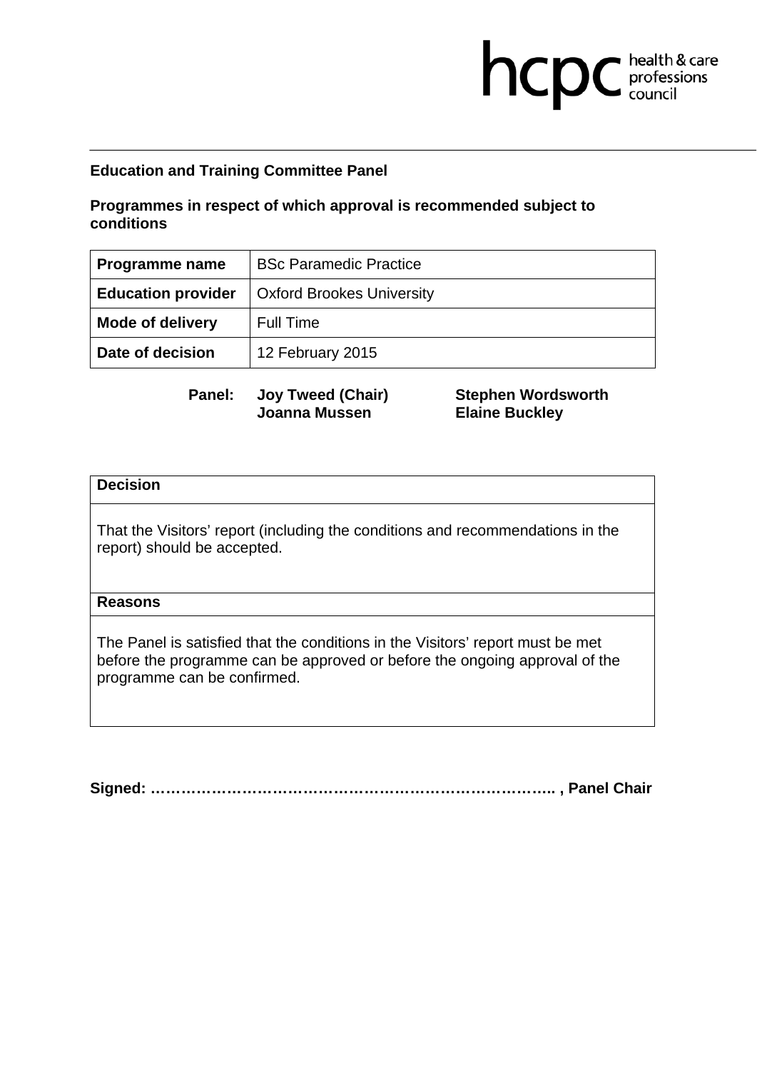hcpc health & care professions council

**Education and Training Committee Panel**

**Programmes in respect of which approval is recommended subject to conditions**

| **Programme name** | BSc Paramedic Practice |
|---|---|
| **Education provider** | Oxford Brookes University |
| **Mode of delivery** | Full Time |
| **Date of decision** | 12 February 2015 |

**Panel:** **Joy Tweed (Chair)** **Stephen Wordsworth** **Joanna Mussen** **Elaine Buckley**

| **Decision** |
|---|
| That the Visitors' report (including the conditions and recommendations in the report) should be accepted. |
| **Reasons** |
| The Panel is satisfied that the conditions in the Visitors' report must be met before the programme can be approved or before the ongoing approval of the programme can be confirmed. |

**Signed: ………………………………………………………………….. , Panel Chair**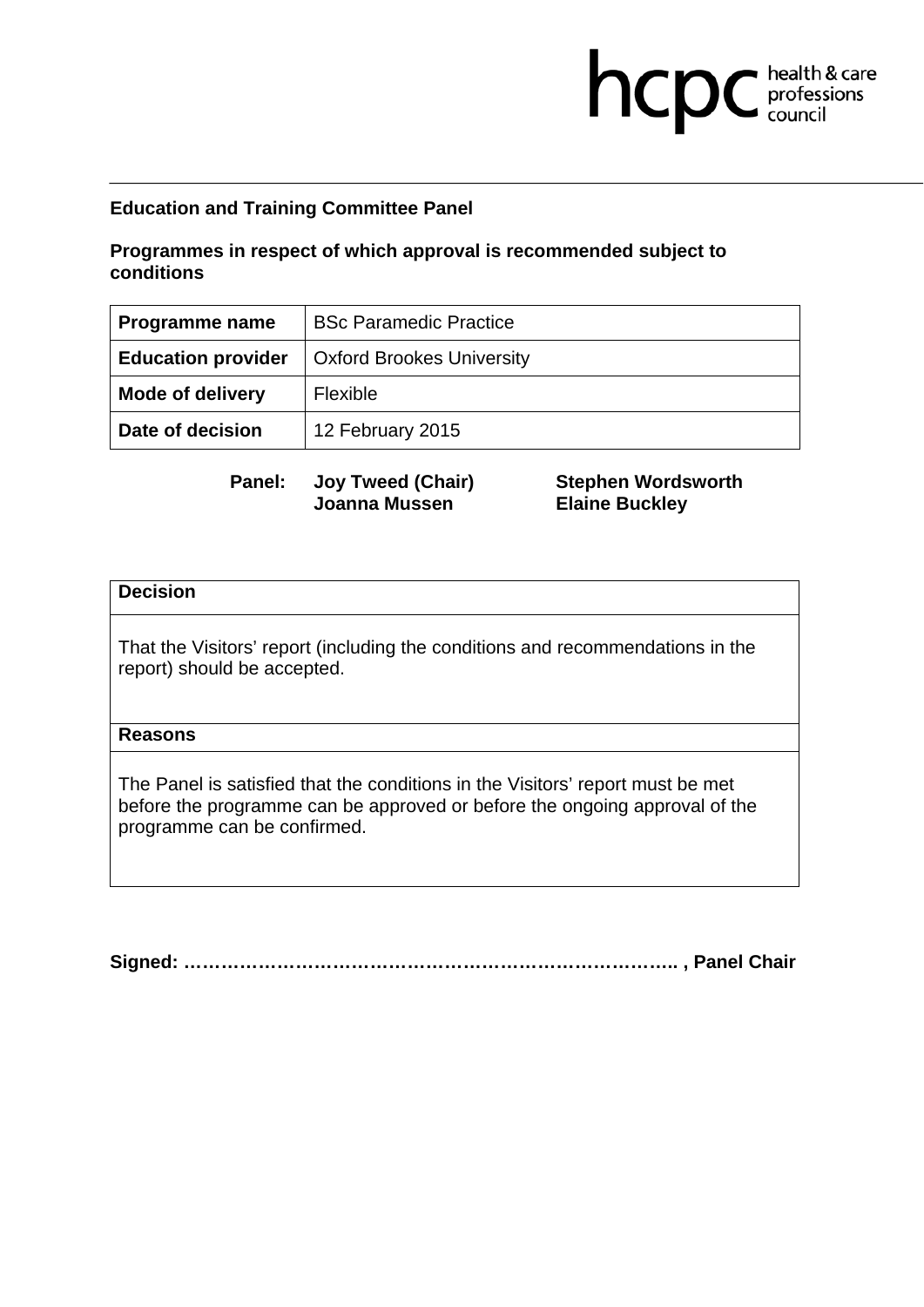**Education and Training Committee Panel**

**Programmes in respect of which approval is recommended subject to conditions**

| **Programme name** | BSc Paramedic Practice |
|---|---|
| **Education provider** | Oxford Brookes University |
| **Mode of delivery** | Flexible |
| **Date of decision** | 12 February 2015 |

**Panel:** **Joy Tweed (Chair)** **Stephen Wordsworth** **Joanna Mussen** **Elaine Buckley**

| **Decision** |
|---|
| That the Visitors' report (including the conditions and recommendations in the report) should be accepted. |
| **Reasons** |
| The Panel is satisfied that the conditions in the Visitors' report must be met before the programme can be approved or before the ongoing approval of the programme can be confirmed. |

**Signed: ………………………………………………………………….. , Panel Chair**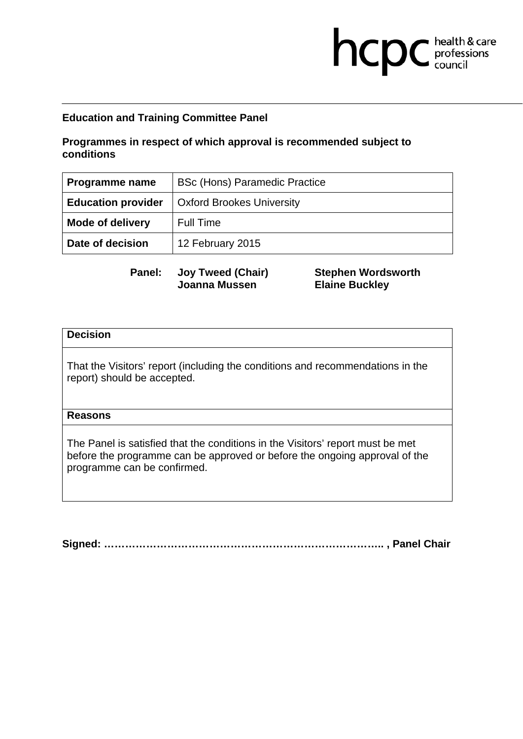**Education and Training Committee Panel**

**Programmes in respect of which approval is recommended subject to conditions**

| **Programme name** | BSc (Hons) Paramedic Practice |
|---|---|
| **Education provider** | Oxford Brookes University |
| **Mode of delivery** | Full Time |
| **Date of decision** | 12 February 2015 |

**Panel:** **Joy Tweed (Chair)** **Stephen Wordsworth** **Joanna Mussen** **Elaine Buckley**

| **Decision** |
|---|
| That the Visitors' report (including the conditions and recommendations in the report) should be accepted. |
| **Reasons** |
| The Panel is satisfied that the conditions in the Visitors' report must be met before the programme can be approved or before the ongoing approval of the programme can be confirmed. |

**Signed: ………………………………………………………………….. , Panel Chair**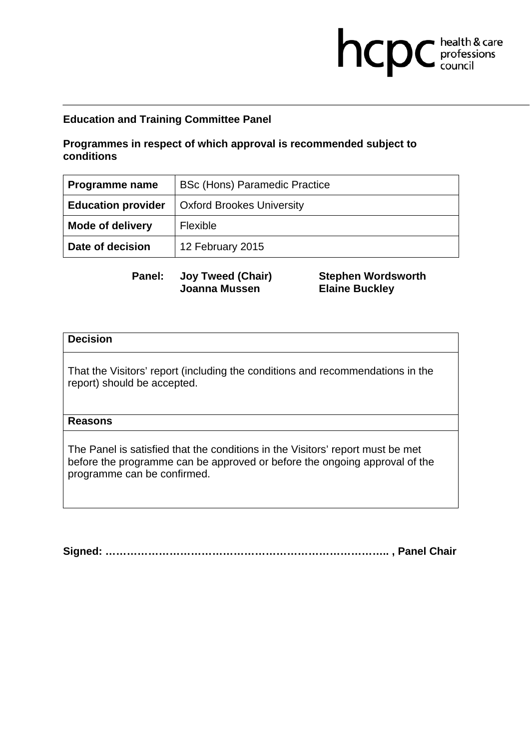**Education and Training Committee Panel**

**Programmes in respect of which approval is recommended subject to conditions**

| **Programme name** | BSc (Hons) Paramedic Practice |
|---|---|
| **Education provider** | Oxford Brookes University |
| **Mode of delivery** | Flexible |
| **Date of decision** | 12 February 2015 |

**Panel:** **Joy Tweed (Chair)** **Stephen Wordsworth** **Joanna Mussen** **Elaine Buckley**

| **Decision** |
|---|
| That the Visitors' report (including the conditions and recommendations in the report) should be accepted. |
| **Reasons** |
| The Panel is satisfied that the conditions in the Visitors' report must be met before the programme can be approved or before the ongoing approval of the programme can be confirmed. |

**Signed: …………………………………………………………………….. , Panel Chair**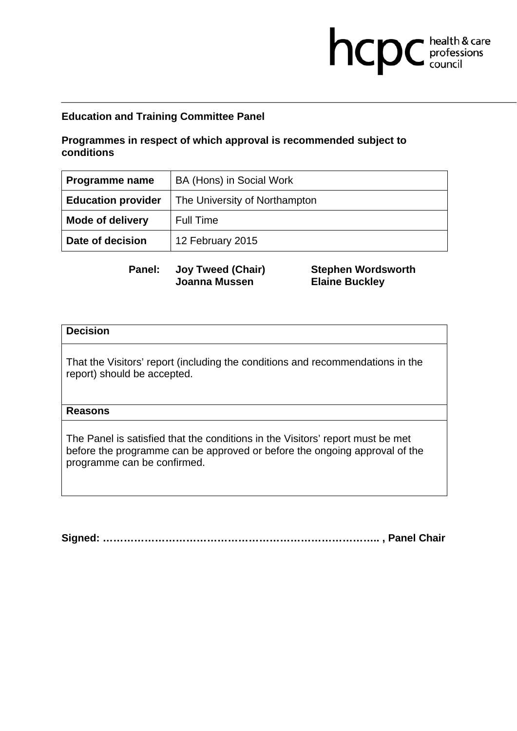**Education and Training Committee Panel**

**Programmes in respect of which approval is recommended subject to conditions**

| **Programme name** | BA (Hons) in Social Work |
|---|---|
| **Education provider** | The University of Northampton |
| **Mode of delivery** | Full Time |
| **Date of decision** | 12 February 2015 |

**Panel:** **Joy Tweed (Chair)**, **Stephen Wordsworth**, **Joanna Mussen**, **Elaine Buckley**

| **Decision** |
|---|
| That the Visitors' report (including the conditions and recommendations in the report) should be accepted. |
| **Reasons** |
| The Panel is satisfied that the conditions in the Visitors' report must be met before the programme can be approved or before the ongoing approval of the programme can be confirmed. |

**Signed: ………………………………………………………………….. , Panel Chair**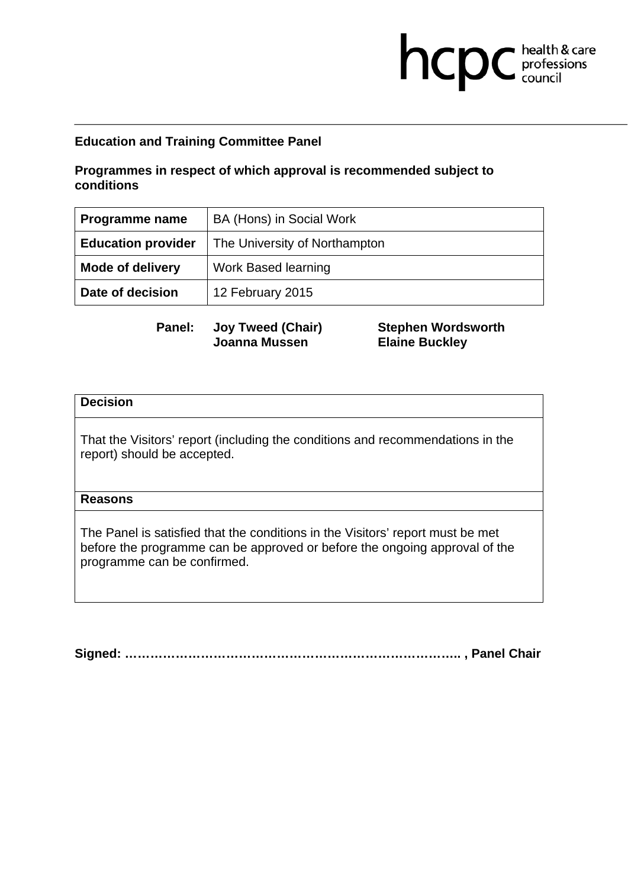**Education and Training Committee Panel**

**Programmes in respect of which approval is recommended subject to conditions**

| **Programme name** | BA (Hons) in Social Work |
|---|---|
| **Education provider** | The University of Northampton |
| **Mode of delivery** | Work Based learning |
| **Date of decision** | 12 February 2015 |

**Panel:** **Joy Tweed (Chair)** **Stephen Wordsworth**
**Joanna Mussen** **Elaine Buckley**

| **Decision** |
|---|
| That the Visitors' report (including the conditions and recommendations in the report) should be accepted. |
| **Reasons** |
| The Panel is satisfied that the conditions in the Visitors' report must be met before the programme can be approved or before the ongoing approval of the programme can be confirmed. |

**Signed: ………………………………………………………………….. , Panel Chair**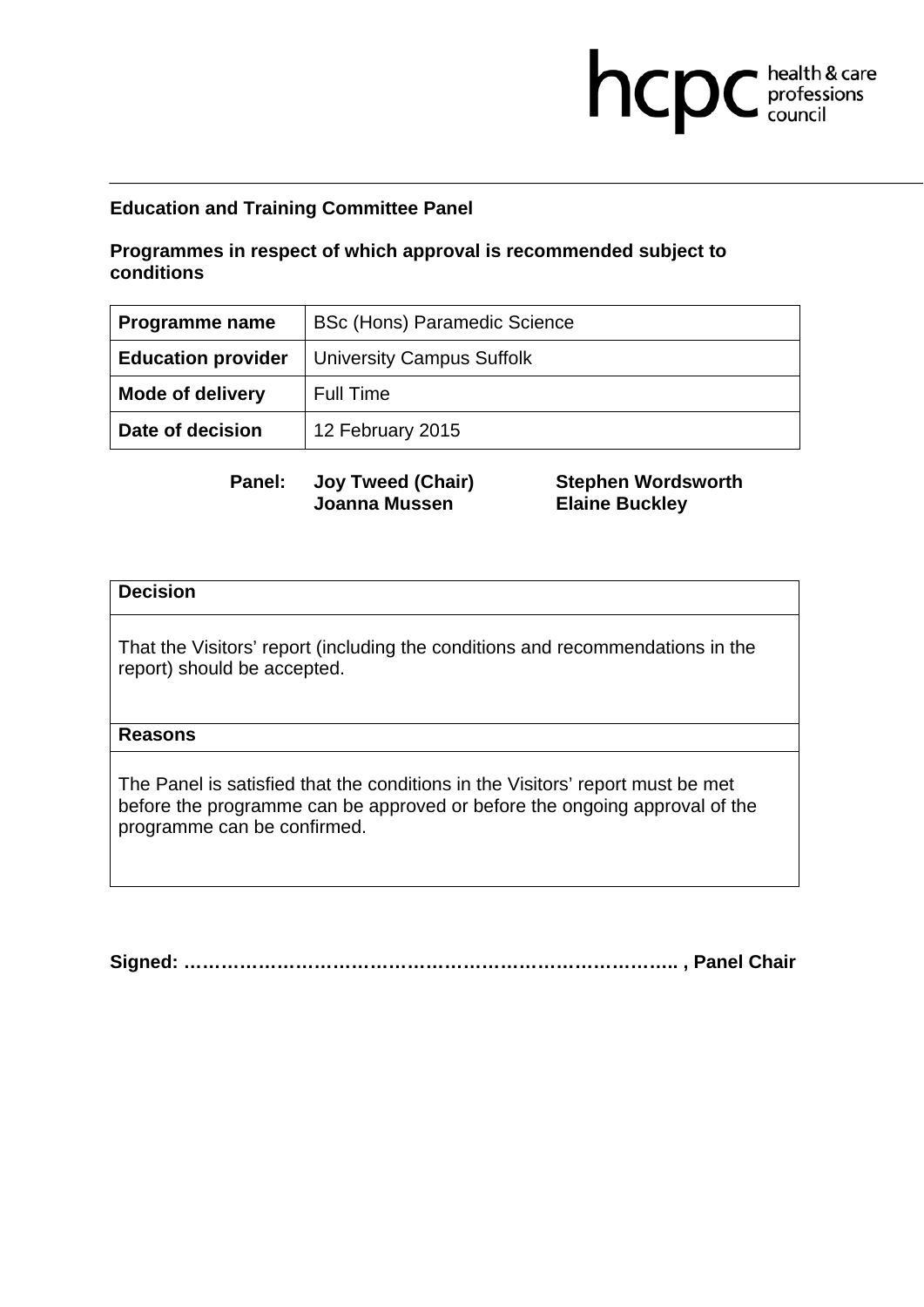hcpc health & care professions council

**Education and Training Committee Panel**

**Programmes in respect of which approval is recommended subject to conditions**

| **Programme name** | BSc (Hons) Paramedic Science |
|---|---|
| **Education provider** | University Campus Suffolk |
| **Mode of delivery** | Full Time |
| **Date of decision** | 12 February 2015 |

**Panel:** **Joy Tweed (Chair)**, **Joanna Mussen**, **Stephen Wordsworth**, **Elaine Buckley**

| **Decision** |
|---|
| That the Visitors' report (including the conditions and recommendations in the report) should be accepted. |
| **Reasons** |
| The Panel is satisfied that the conditions in the Visitors' report must be met before the programme can be approved or before the ongoing approval of the programme can be confirmed. |

**Signed: ……………………………………………………………………….. , Panel Chair**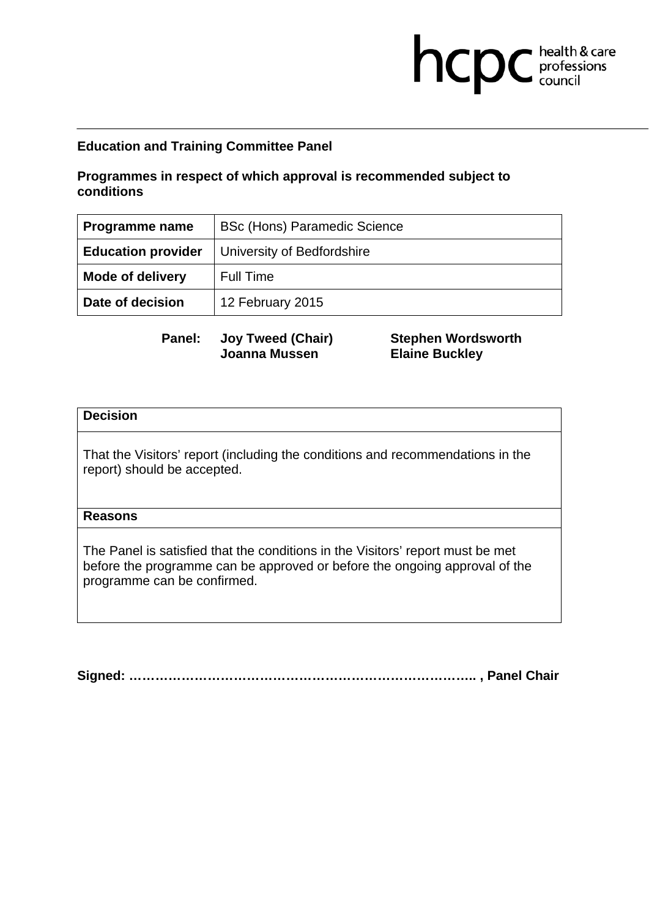hcpc health & care professions council

**Education and Training Committee Panel**

**Programmes in respect of which approval is recommended subject to conditions**

| **Programme name** | BSc (Hons) Paramedic Science |
|---|---|
| **Education provider** | University of Bedfordshire |
| **Mode of delivery** | Full Time |
| **Date of decision** | 12 February 2015 |

**Panel:** **Joy Tweed (Chair)** **Stephen Wordsworth** **Joanna Mussen** **Elaine Buckley**

| **Decision** |
|---|
| That the Visitors' report (including the conditions and recommendations in the report) should be accepted. |
| **Reasons** |
| The Panel is satisfied that the conditions in the Visitors' report must be met before the programme can be approved or before the ongoing approval of the programme can be confirmed. |

**Signed: ………………………………………………………………….. , Panel Chair**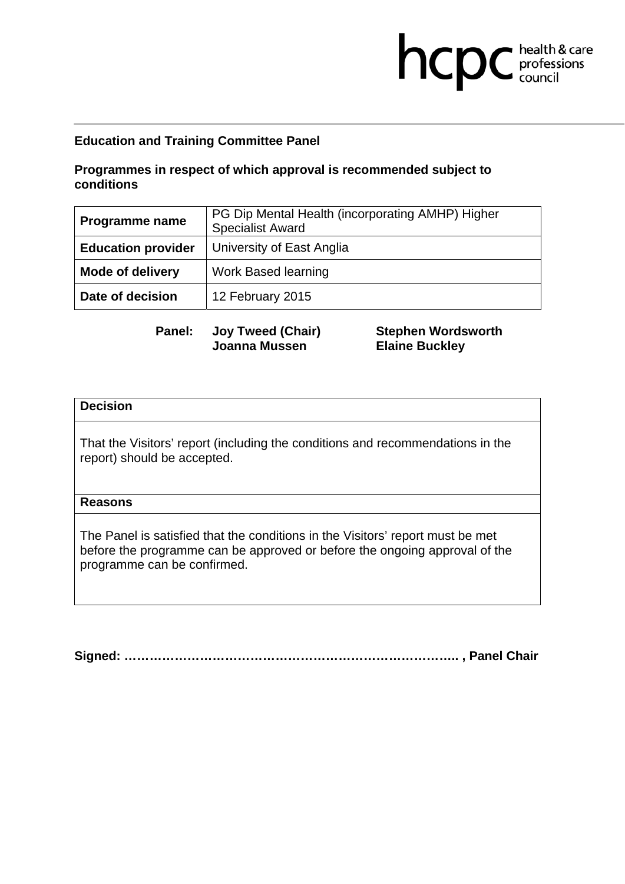**Education and Training Committee Panel**

**Programmes in respect of which approval is recommended subject to conditions**

| | |
|---|---|
| **Programme name** | PG Dip Mental Health (incorporating AMHP) Higher Specialist Award |
| **Education provider** | University of East Anglia |
| **Mode of delivery** | Work Based learning |
| **Date of decision** | 12 February 2015 |

**Panel:** **Joy Tweed (Chair)** **Stephen Wordsworth** **Joanna Mussen** **Elaine Buckley**

| **Decision** |
|---|
| That the Visitors' report (including the conditions and recommendations in the report) should be accepted. |
| **Reasons** |
| The Panel is satisfied that the conditions in the Visitors' report must be met before the programme can be approved or before the ongoing approval of the programme can be confirmed. |

**Signed: ………………………………………………………………………. , Panel Chair**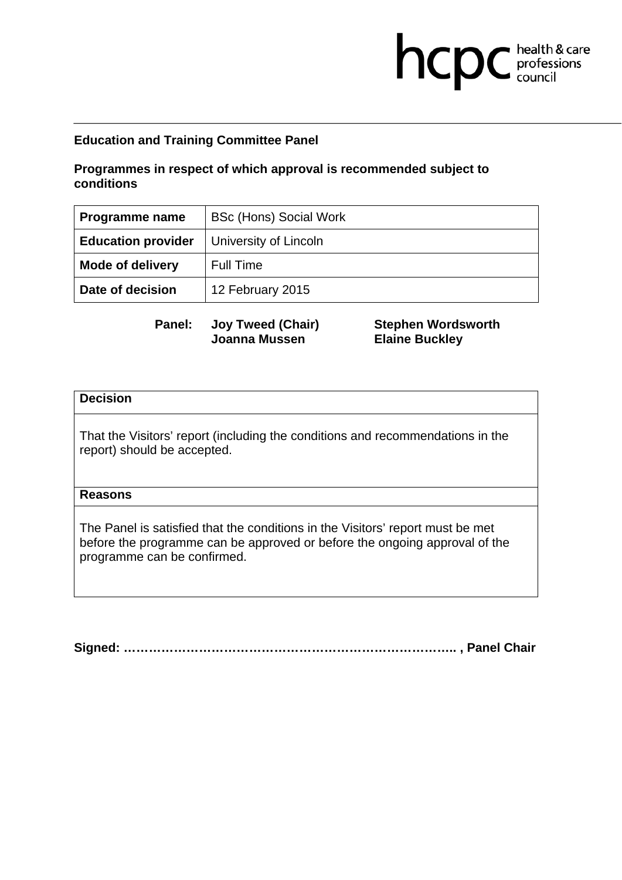**Education and Training Committee Panel**

**Programmes in respect of which approval is recommended subject to conditions**

| **Programme name** | BSc (Hons) Social Work |
|---|---|
| **Education provider** | University of Lincoln |
| **Mode of delivery** | Full Time |
| **Date of decision** | 12 February 2015 |

**Panel:** **Joy Tweed (Chair)** **Stephen Wordsworth** **Joanna Mussen** **Elaine Buckley**

| **Decision** |
|---|
| That the Visitors' report (including the conditions and recommendations in the report) should be accepted. |
| **Reasons** |
| The Panel is satisfied that the conditions in the Visitors' report must be met before the programme can be approved or before the ongoing approval of the programme can be confirmed. |

**Signed: …………………………………………………………………….. , Panel Chair**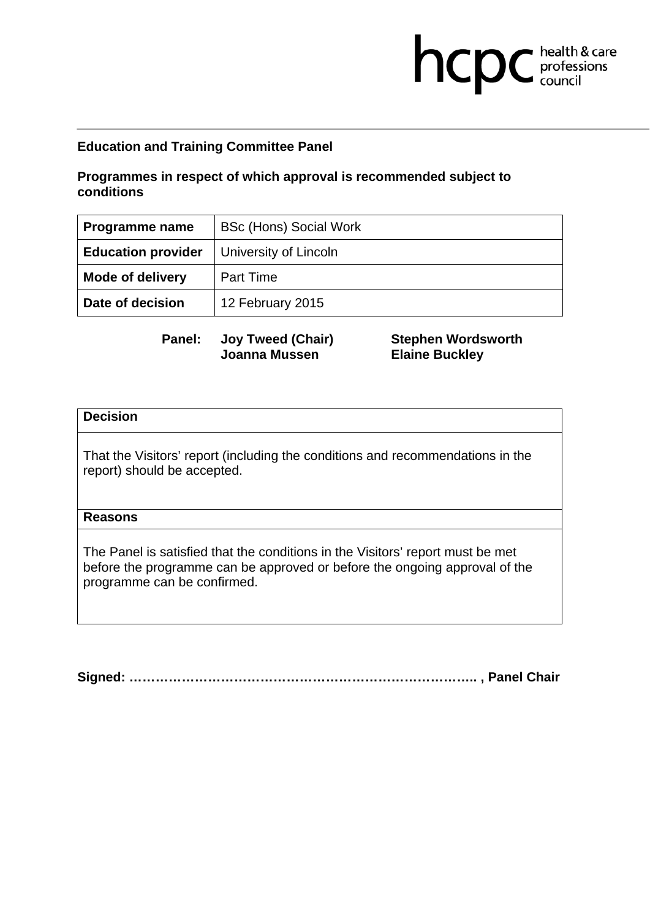**Education and Training Committee Panel**

**Programmes in respect of which approval is recommended subject to conditions**

| **Programme name** | BSc (Hons) Social Work |
|---|---|
| **Education provider** | University of Lincoln |
| **Mode of delivery** | Part Time |
| **Date of decision** | 12 February 2015 |

**Panel:** **Joy Tweed (Chair)** **Stephen Wordsworth** **Joanna Mussen** **Elaine Buckley**

| **Decision** |
|---|
| That the Visitors' report (including the conditions and recommendations in the report) should be accepted. |
| **Reasons** |
| The Panel is satisfied that the conditions in the Visitors' report must be met before the programme can be approved or before the ongoing approval of the programme can be confirmed. |

**Signed: ……………………………………………………………………….. , Panel Chair**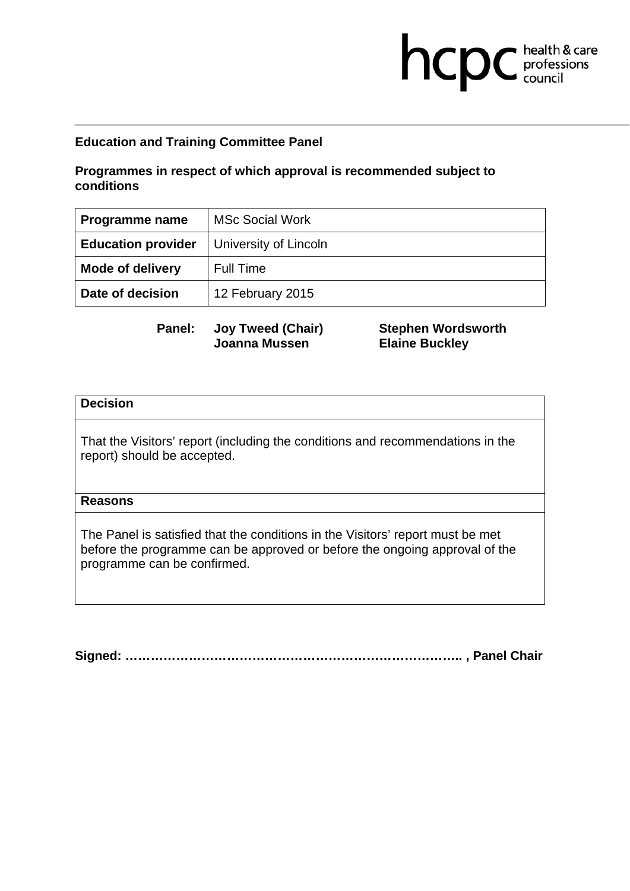**Education and Training Committee Panel**

**Programmes in respect of which approval is recommended subject to conditions**

| **Programme name** | MSc Social Work |
|---|---|
| **Education provider** | University of Lincoln |
| **Mode of delivery** | Full Time |
| **Date of decision** | 12 February 2015 |

**Panel:** **Joy Tweed (Chair)** **Stephen Wordsworth** **Joanna Mussen** **Elaine Buckley**

| **Decision** |
|---|
| That the Visitors' report (including the conditions and recommendations in the report) should be accepted. |
| **Reasons** |
| The Panel is satisfied that the conditions in the Visitors' report must be met before the programme can be approved or before the ongoing approval of the programme can be confirmed. |

**Signed: ………………………………………………………………….. , Panel Chair**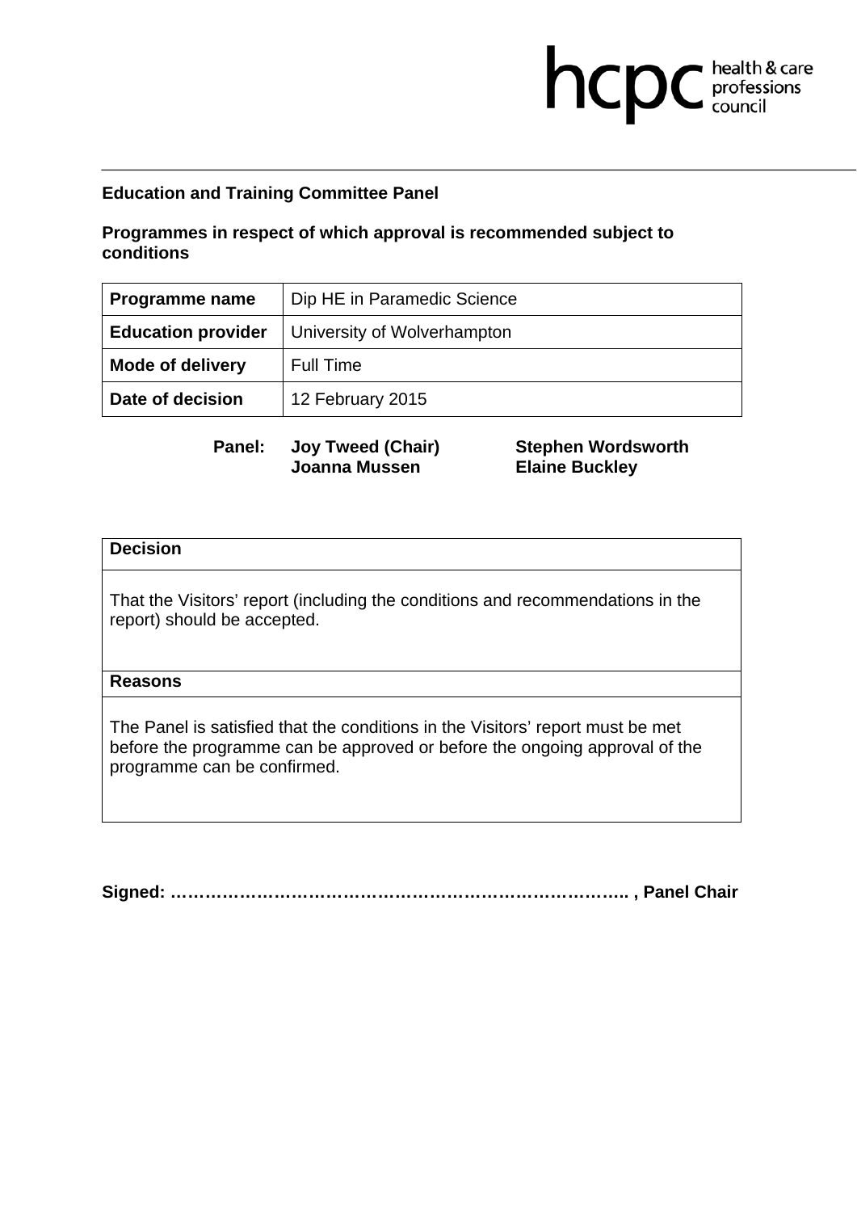**Education and Training Committee Panel**

**Programmes in respect of which approval is recommended subject to conditions**

| **Programme name** | Dip HE in Paramedic Science |
|---|---|
| **Education provider** | University of Wolverhampton |
| **Mode of delivery** | Full Time |
| **Date of decision** | 12 February 2015 |

**Panel:** **Joy Tweed (Chair)**, **Joanna Mussen**, **Stephen Wordsworth**, **Elaine Buckley**

| **Decision** |
|---|
| That the Visitors' report (including the conditions and recommendations in the report) should be accepted. |
| **Reasons** |
| The Panel is satisfied that the conditions in the Visitors' report must be met before the programme can be approved or before the ongoing approval of the programme can be confirmed. |

**Signed: ……………………………………………………………………….. , Panel Chair**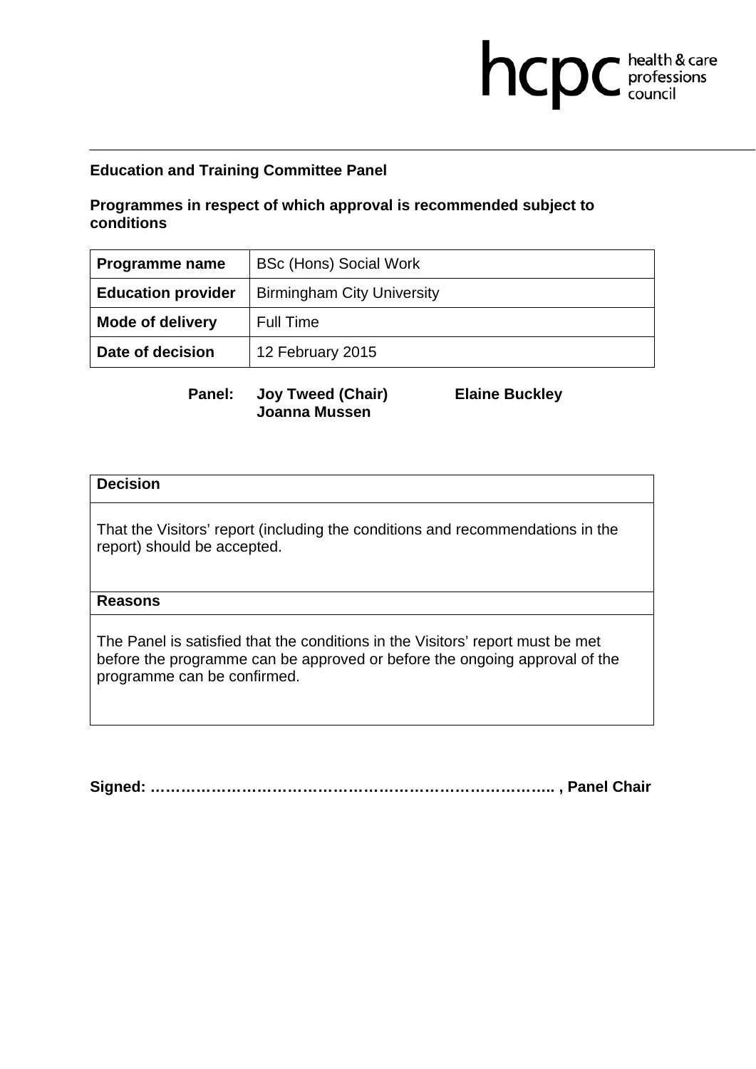**Education and Training Committee Panel**

**Programmes in respect of which approval is recommended subject to conditions**

| | |
|---|---|
| **Programme name** | BSc (Hons) Social Work |
| **Education provider** | Birmingham City University |
| **Mode of delivery** | Full Time |
| **Date of decision** | 12 February 2015 |

**Panel:** **Joy Tweed (Chair)** **Elaine Buckley** **Joanna Mussen**

| **Decision** |
|---|
| That the Visitors' report (including the conditions and recommendations in the report) should be accepted. |
| **Reasons** |
| The Panel is satisfied that the conditions in the Visitors' report must be met before the programme can be approved or before the ongoing approval of the programme can be confirmed. |

**Signed: ………………………………………………………………….. , Panel Chair**